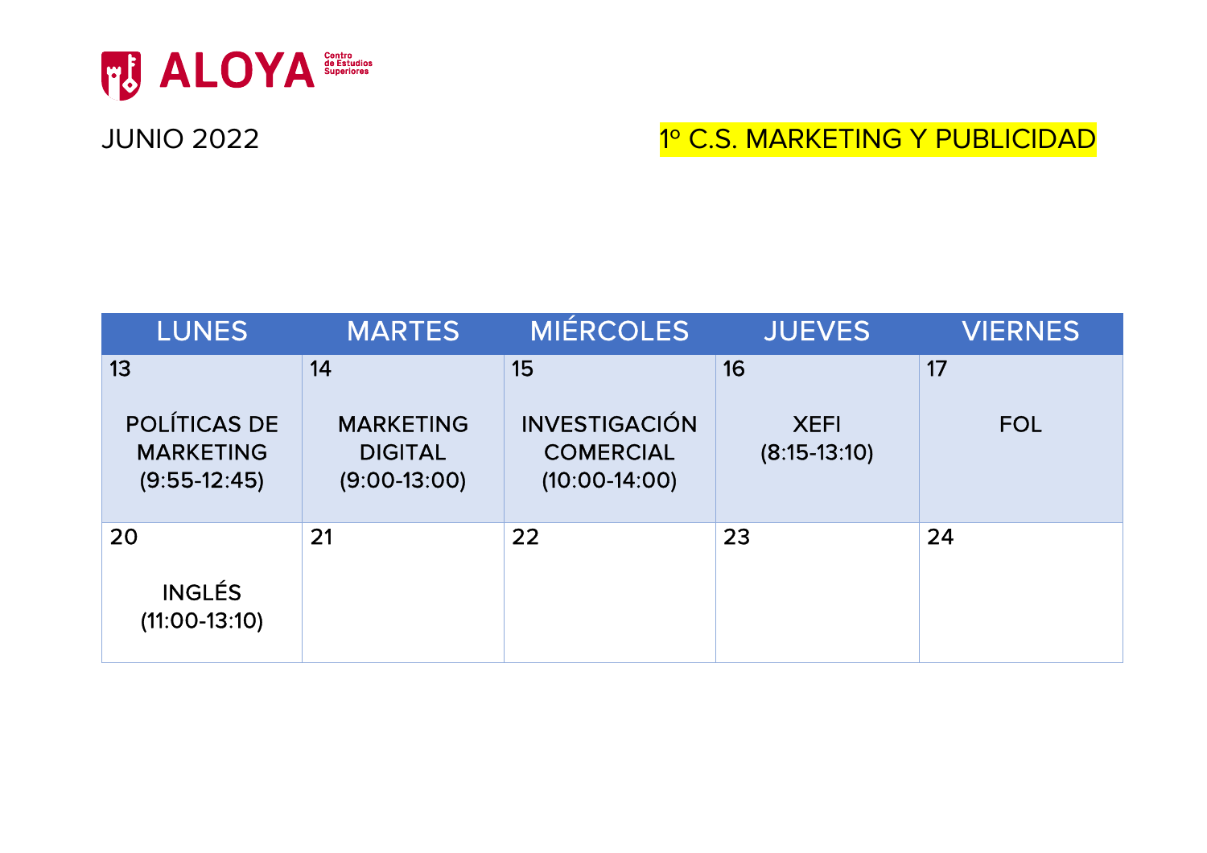ALOYA Centro de Estudios Superiores

JUNIO 2022

1º C.S. MARKETING Y PUBLICIDAD

| LUNES | MARTES | MIÉRCOLES | JUEVES | VIERNES |
|---|---|---|---|---|
| 13<br>POLÍTICAS DE MARKETING (9:55-12:45) | 14<br>MARKETING DIGITAL (9:00-13:00) | 15<br>INVESTIGACIÓN COMERCIAL (10:00-14:00) | 16<br>XEFI (8:15-13:10) | 17<br>FOL |
| 20<br>INGLÉS (11:00-13:10) | 21 | 22 | 23 | 24 |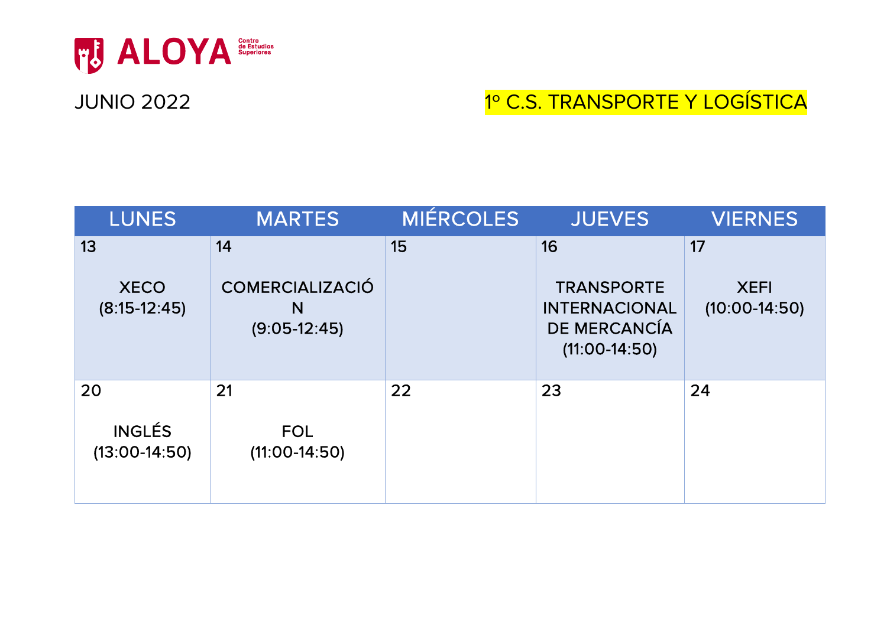ALOYA Centro de Estudios Superiores

JUNIO 2022

1º C.S. TRANSPORTE Y LOGÍSTICA

| LUNES | MARTES | MIÉRCOLES | JUEVES | VIERNES |
|---|---|---|---|---|
| 13<br><br>XECO<br>(8:15-12:45) | 14<br><br>COMERCIALIZACIÓN<br>(9:05-12:45) | 15 | 16<br><br>TRANSPORTE INTERNACIONAL DE MERCANCÍA<br>(11:00-14:50) | 17<br><br>XEFI<br>(10:00-14:50) |
| 20<br><br>INGLÉS<br>(13:00-14:50) | 21<br><br>FOL<br>(11:00-14:50) | 22 | 23 | 24 |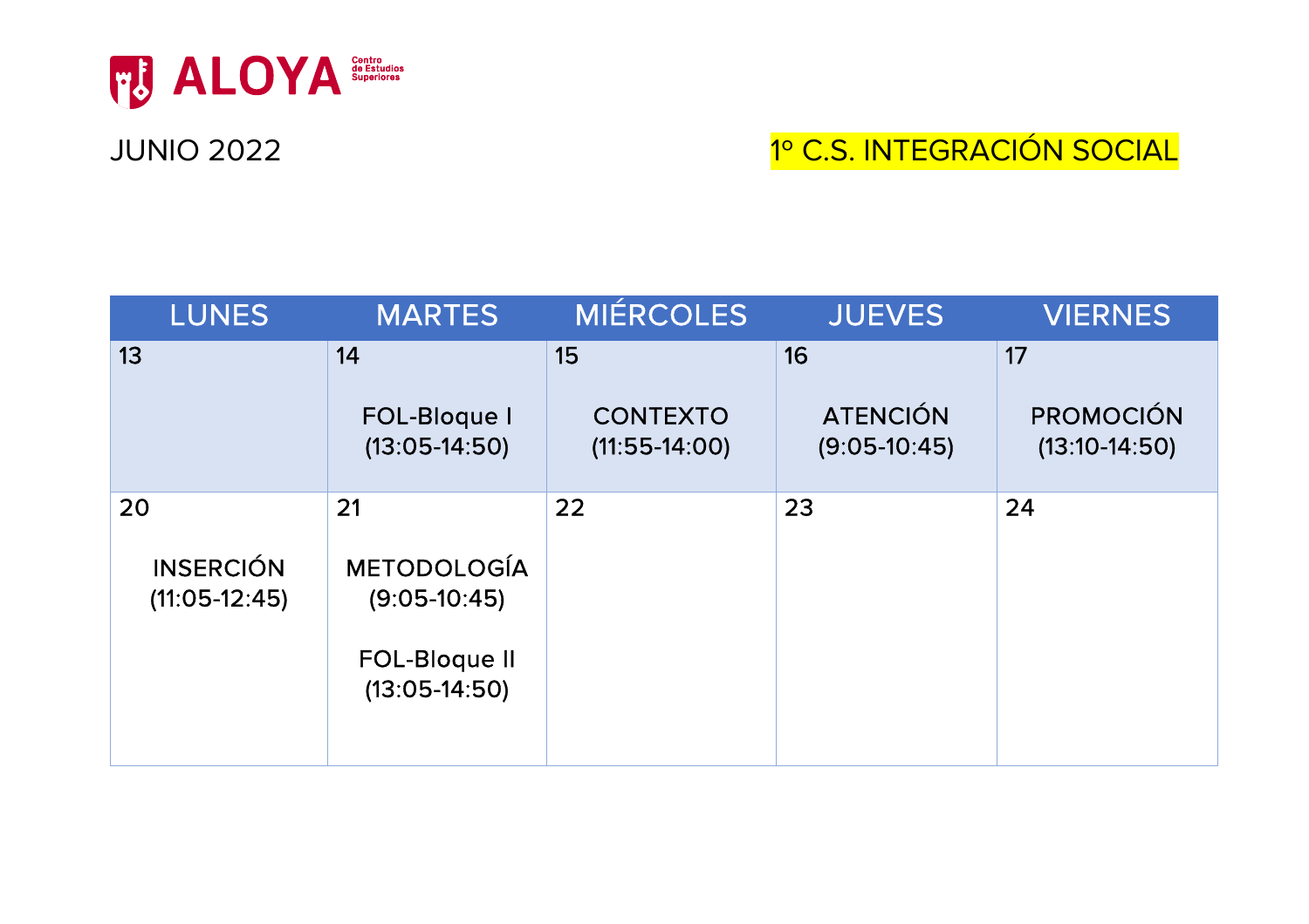ALOYA Centro de Estudios Superiores

JUNIO 2022

1º C.S. INTEGRACIÓN SOCIAL

| LUNES | MARTES | MIÉRCOLES | JUEVES | VIERNES |
|---|---|---|---|---|
| 13 | 14<br><br>FOL-Bloque I<br>(13:05-14:50) | 15<br><br>CONTEXTO<br>(11:55-14:00) | 16<br><br>ATENCIÓN<br>(9:05-10:45) | 17<br><br>PROMOCIÓN<br>(13:10-14:50) |
| 20<br><br>INSERCIÓN<br>(11:05-12:45) | 21<br><br>METODOLOGÍA<br>(9:05-10:45)<br><br>FOL-Bloque II<br>(13:05-14:50) | 22 | 23 | 24 |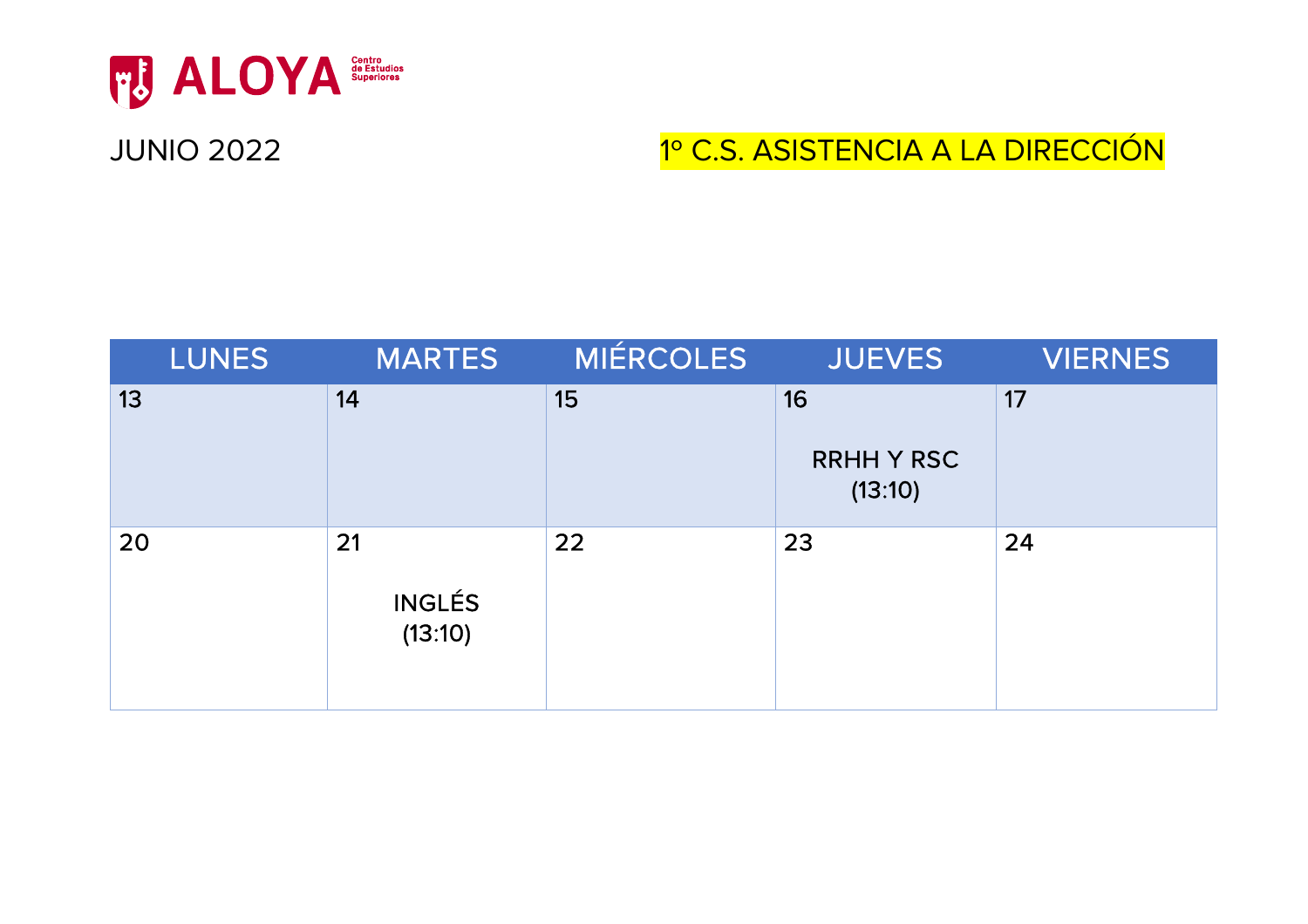ALOYA Centro de Estudios Superiores

JUNIO 2022

1º C.S. ASISTENCIA A LA DIRECCIÓN

| LUNES | MARTES | MIÉRCOLES | JUEVES | VIERNES |
|---|---|---|---|---|
| 13 | 14 | 15 | 16<br><br>RRHH Y RSC (13:10) | 17 |
| 20 | 21<br><br>INGLÉS (13:10) | 22 | 23 | 24 |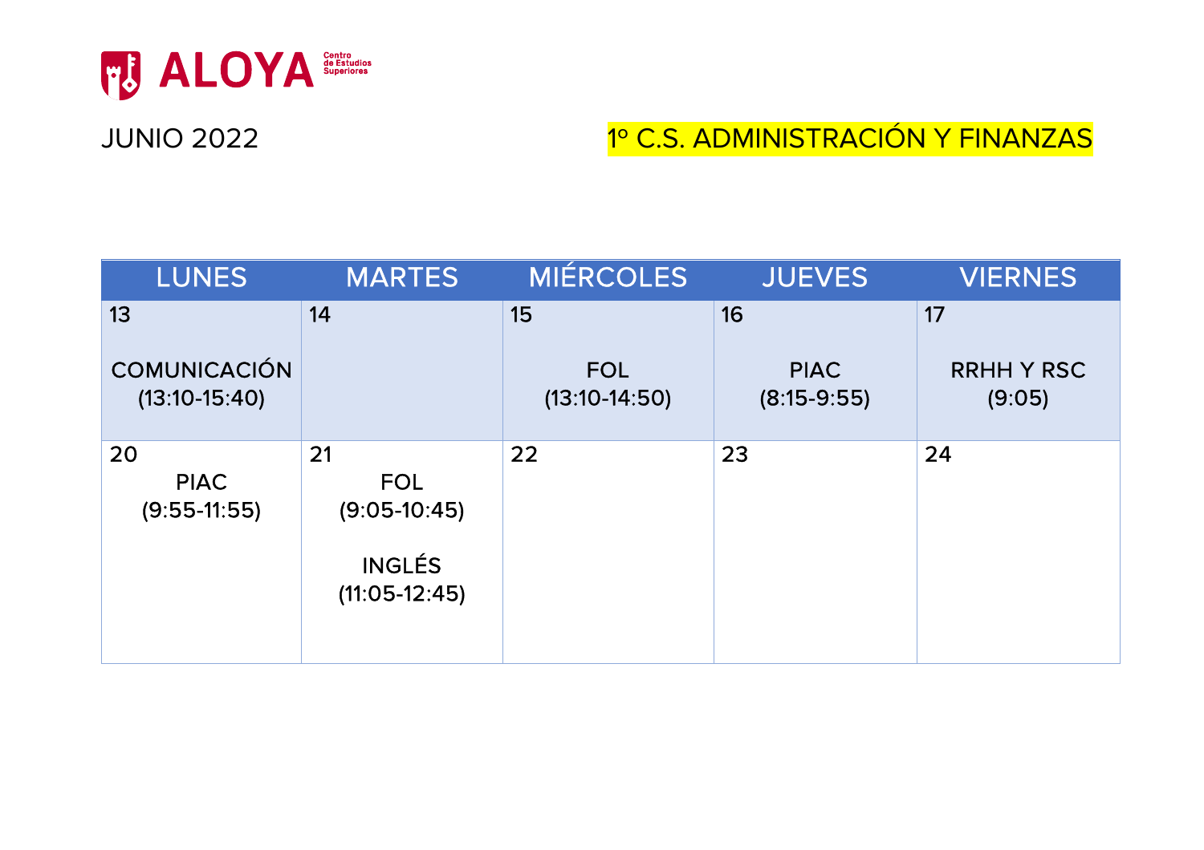ALOYA Centro de Estudios Superiores

JUNIO 2022

1º C.S. ADMINISTRACIÓN Y FINANZAS

| LUNES | MARTES | MIÉRCOLES | JUEVES | VIERNES |
|---|---|---|---|---|
| 13<br><br>COMUNICACIÓN<br>(13:10-15:40) | 14 | 15<br><br>FOL<br>(13:10-14:50) | 16<br><br>PIAC<br>(8:15-9:55) | 17<br><br>RRHH Y RSC<br>(9:05) |
| 20<br>PIAC<br>(9:55-11:55) | 21<br>FOL<br>(9:05-10:45)<br><br>INGLÉS<br>(11:05-12:45) | 22 | 23 | 24 |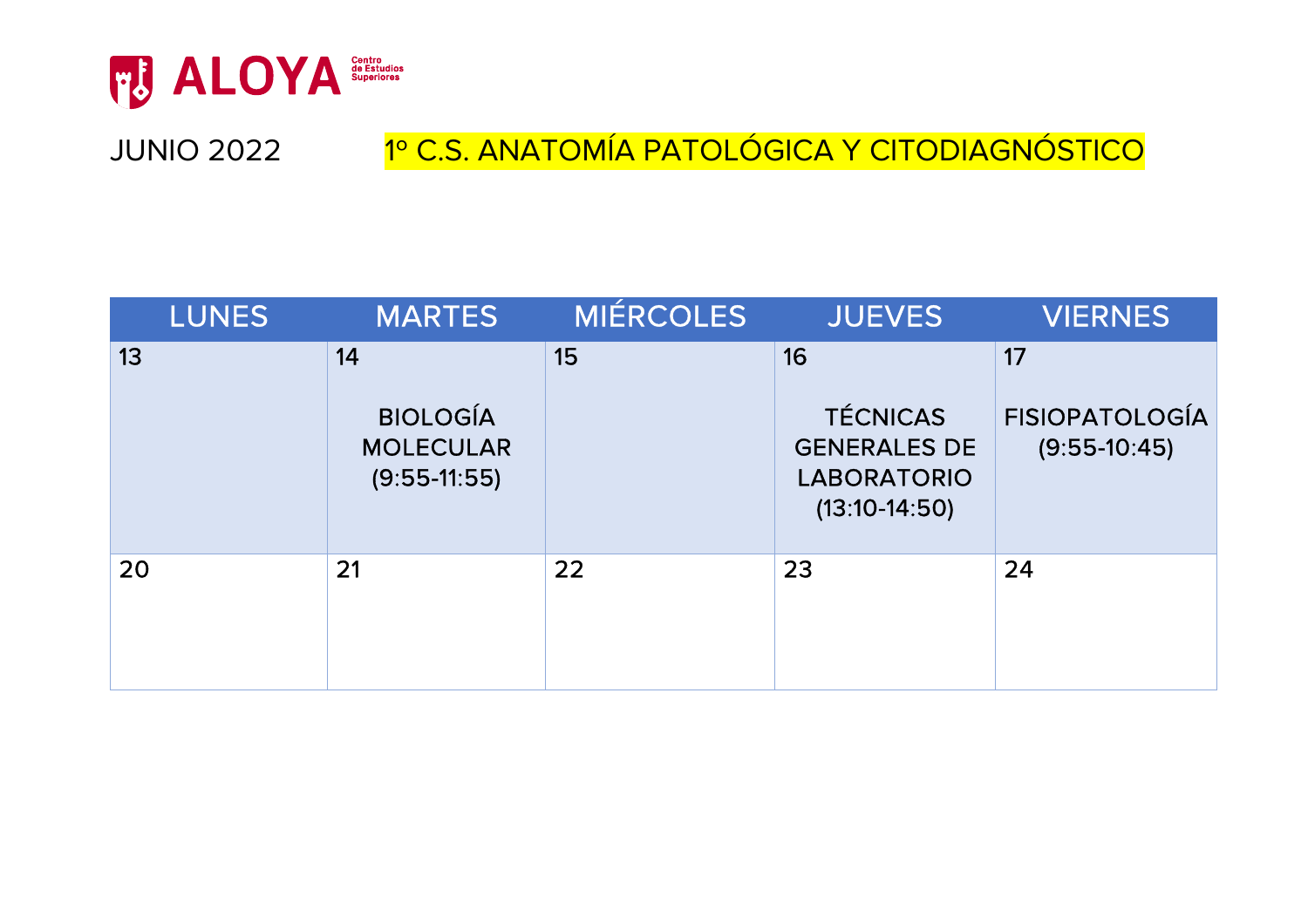ALOYA Centro de Estudios Superiores

JUNIO 2022 1º C.S. ANATOMÍA PATOLÓGICA Y CITODIAGNÓSTICO

| LUNES | MARTES | MIÉRCOLES | JUEVES | VIERNES |
| --- | --- | --- | --- | --- |
| 13 | 14<br><br>BIOLOGÍA MOLECULAR (9:55-11:55) | 15 | 16<br><br>TÉCNICAS GENERALES DE LABORATORIO (13:10-14:50) | 17<br><br>FISIOPATOLOGÍA (9:55-10:45) |
| 20 | 21 | 22 | 23 | 24 |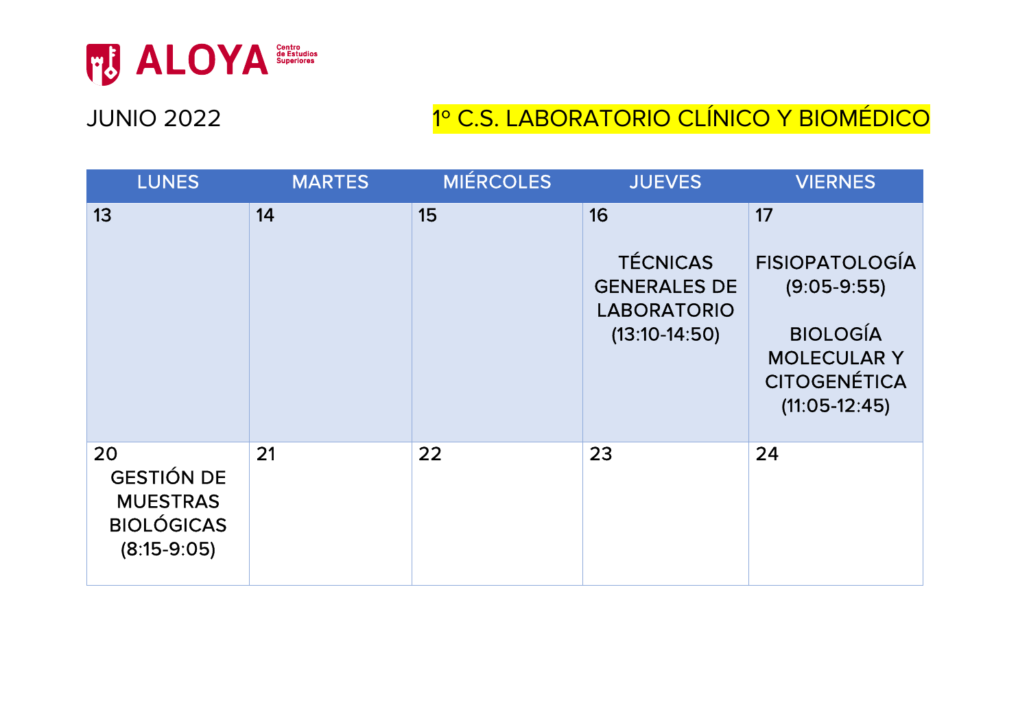ALOYA Centro de Estudios Superiores

JUNIO 2022

1º C.S. LABORATORIO CLÍNICO Y BIOMÉDICO

| LUNES | MARTES | MIÉRCOLES | JUEVES | VIERNES |
|---|---|---|---|---|
| 13 | 14 | 15 | 16<br><br>TÉCNICAS GENERALES DE LABORATORIO (13:10-14:50) | 17<br><br>FISIOPATOLOGÍA (9:05-9:55)<br><br>BIOLOGÍA MOLECULAR Y CITOGENÉTICA (11:05-12:45) |
| 20<br>GESTIÓN DE MUESTRAS BIOLÓGICAS (8:15-9:05) | 21 | 22 | 23 | 24 |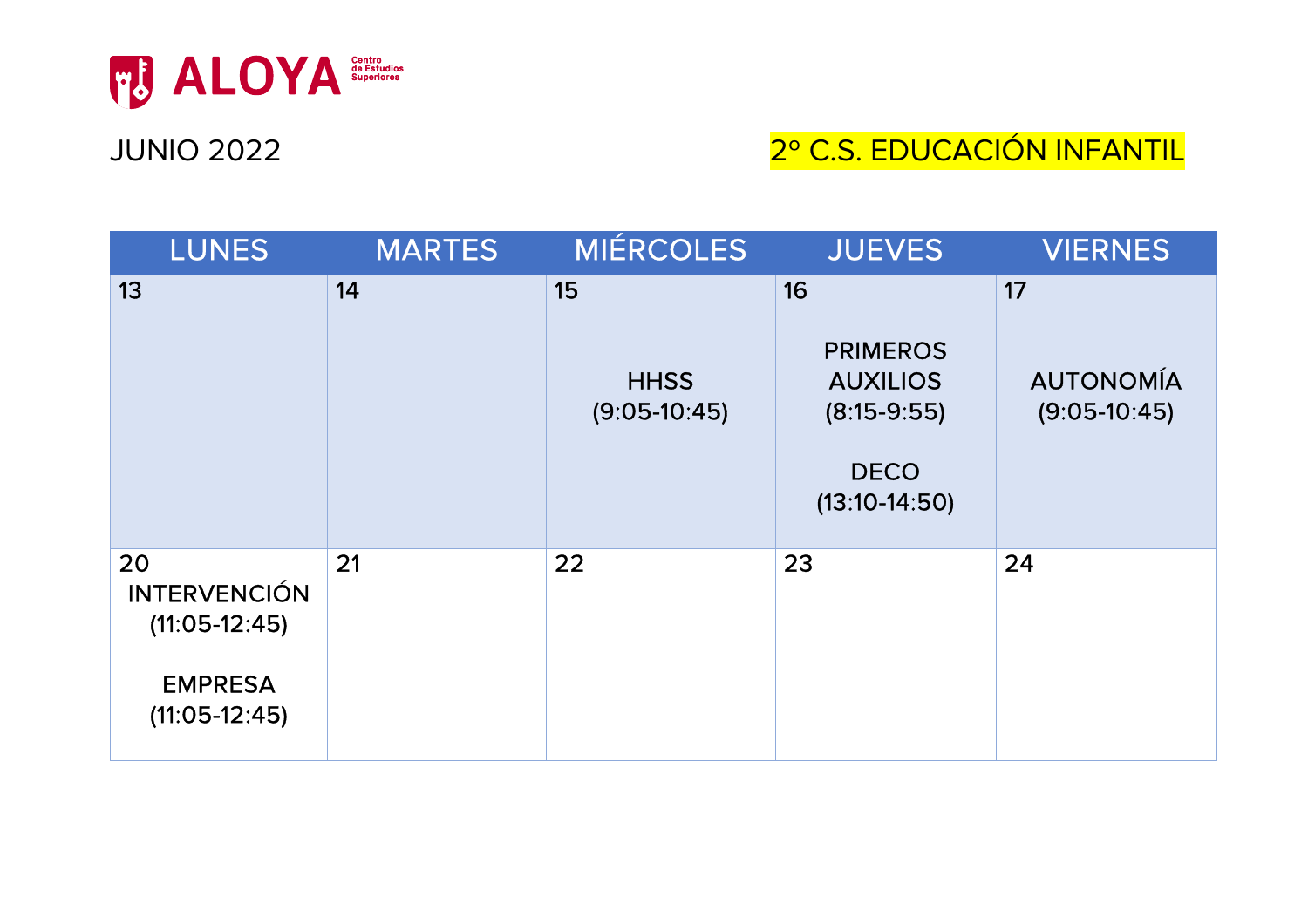ALOYA Centro de Estudios Superiores

JUNIO 2022

2º C.S. EDUCACIÓN INFANTIL

| LUNES | MARTES | MIÉRCOLES | JUEVES | VIERNES |
|---|---|---|---|---|
| 13 | 14 | 15<br><br>HHSS<br>(9:05-10:45) | 16<br><br>PRIMEROS AUXILIOS<br>(8:15-9:55)<br><br>DECO<br>(13:10-14:50) | 17<br><br>AUTONOMÍA<br>(9:05-10:45) |
| 20<br>INTERVENCIÓN<br>(11:05-12:45)<br><br>EMPRESA<br>(11:05-12:45) | 21 | 22 | 23 | 24 |